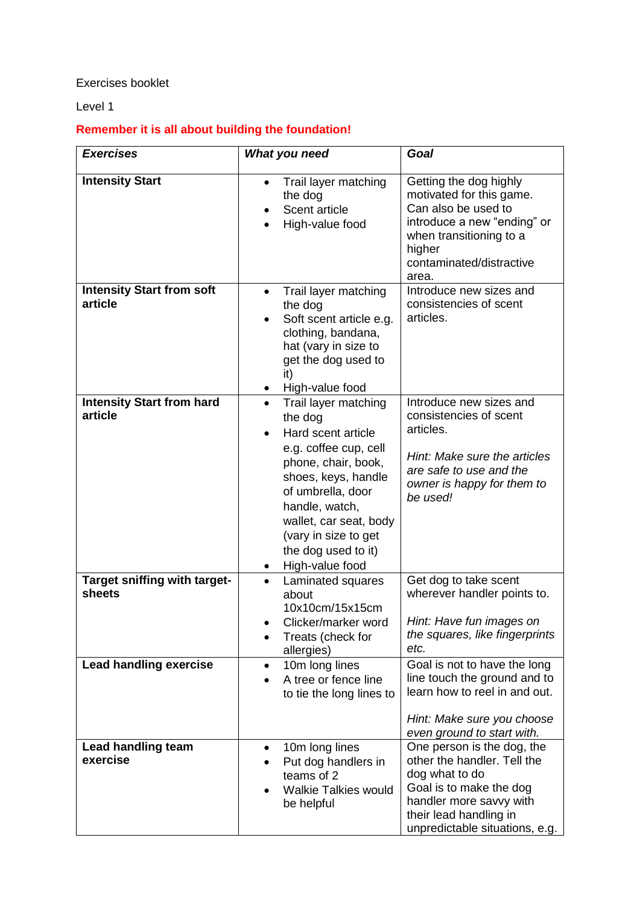Exercises booklet

Level 1

**Remember it is all about building the foundation!**

| ***Exercises*** | ***What you need*** | ***Goal*** |
|---|---|---|
| **Intensity Start** | • Trail layer matching the dog<br>• Scent article<br>• High-value food | Getting the dog highly motivated for this game. Can also be used to introduce a new "ending" or when transitioning to a higher contaminated/distractive area. |
| **Intensity Start from soft article** | • Trail layer matching the dog<br>• Soft scent article e.g. clothing, bandana, hat (vary in size to get the dog used to it)<br>• High-value food | Introduce new sizes and consistencies of scent articles. |
| **Intensity Start from hard article** | • Trail layer matching the dog<br>• Hard scent article e.g. coffee cup, cell phone, chair, book, shoes, keys, handle of umbrella, door handle, watch, wallet, car seat, body (vary in size to get the dog used to it)<br>• High-value food | Introduce new sizes and consistencies of scent articles.<br><br>*Hint: Make sure the articles are safe to use and the owner is happy for them to be used!* |
| **Target sniffing with target-sheets** | • Laminated squares about 10x10cm/15x15cm<br>• Clicker/marker word<br>• Treats (check for allergies) | Get dog to take scent wherever handler points to.<br><br>*Hint: Have fun images on the squares, like fingerprints etc.* |
| **Lead handling exercise** | • 10m long lines<br>• A tree or fence line to tie the long lines to | Goal is not to have the long line touch the ground and to learn how to reel in and out.<br><br>*Hint: Make sure you choose even ground to start with.* |
| **Lead handling team exercise** | • 10m long lines<br>• Put dog handlers in teams of 2<br>• Walkie Talkies would be helpful | One person is the dog, the other the handler. Tell the dog what to do<br>Goal is to make the dog handler more savvy with their lead handling in unpredictable situations, e.g. |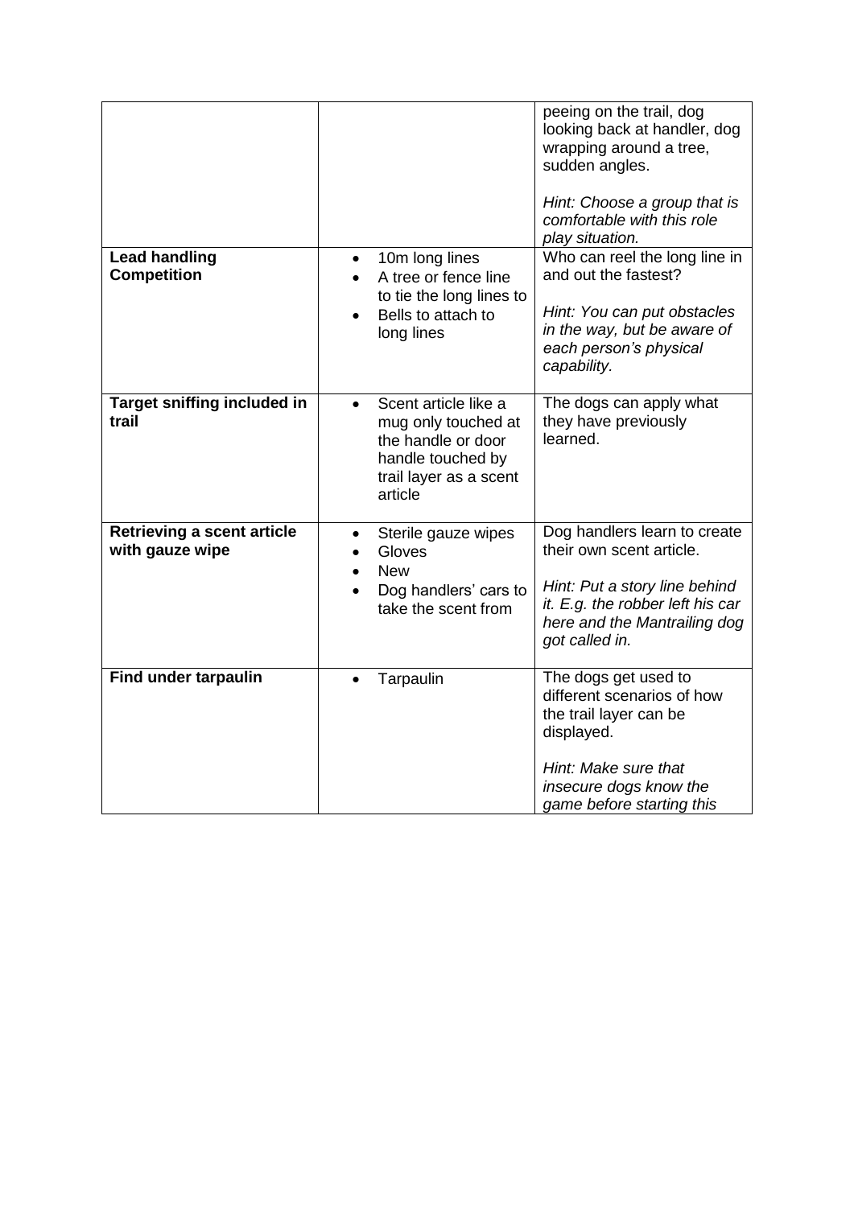| | | |
|---|---|---|
| | | peeing on the trail, dog looking back at handler, dog wrapping around a tree, sudden angles.<br><br>*Hint: Choose a group that is comfortable with this role play situation.* |
| **Lead handling Competition** | • 10m long lines<br>• A tree or fence line to tie the long lines to<br>• Bells to attach to long lines | Who can reel the long line in and out the fastest?<br><br>*Hint: You can put obstacles in the way, but be aware of each person's physical capability.* |
| **Target sniffing included in trail** | • Scent article like a mug only touched at the handle or door handle touched by trail layer as a scent article | The dogs can apply what they have previously learned. |
| **Retrieving a scent article with gauze wipe** | • Sterile gauze wipes<br>• Gloves<br>• New<br>• Dog handlers' cars to take the scent from | Dog handlers learn to create their own scent article.<br><br>*Hint: Put a story line behind it. E.g. the robber left his car here and the Mantrailing dog got called in.* |
| **Find under tarpaulin** | • Tarpaulin | The dogs get used to different scenarios of how the trail layer can be displayed.<br><br>*Hint: Make sure that insecure dogs know the game before starting this* |